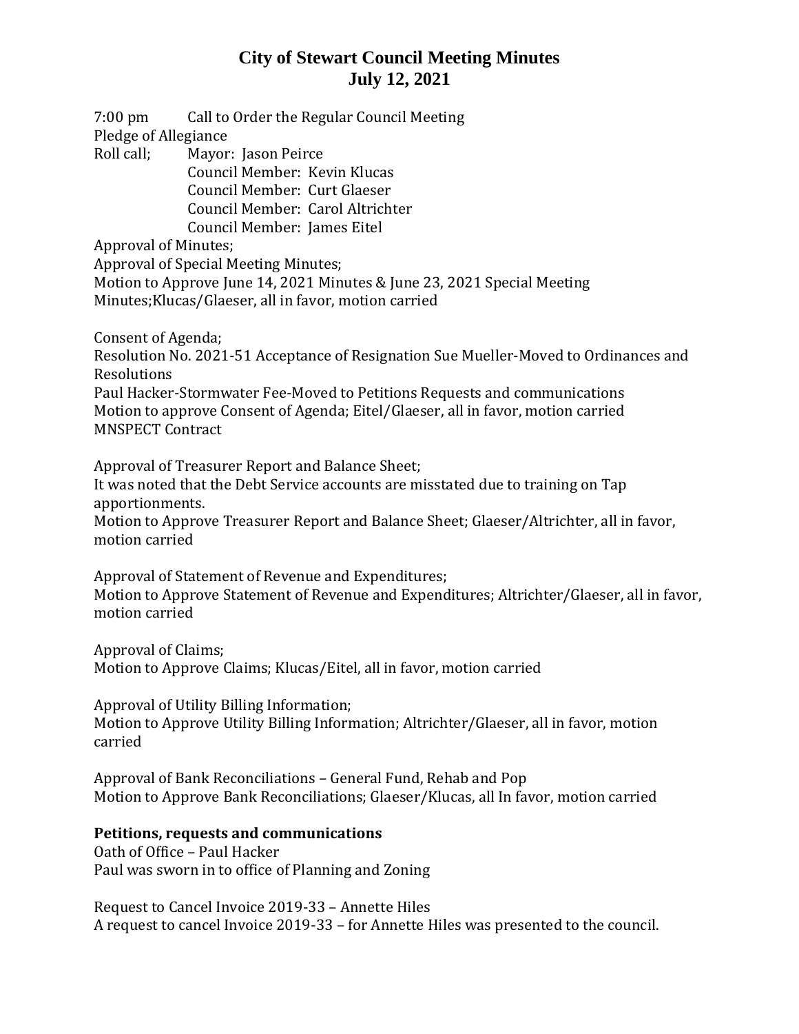# City of Stewart Council Meeting Minutes
# July 12, 2021

7:00 pm Call to Order the Regular Council Meeting
Pledge of Allegiance
Roll call; Mayor: Jason Peirce
Council Member: Kevin Klucas
Council Member: Curt Glaeser
Council Member: Carol Altrichter
Council Member: James Eitel
Approval of Minutes;
Approval of Special Meeting Minutes;
Motion to Approve June 14, 2021 Minutes & June 23, 2021 Special Meeting Minutes;Klucas/Glaeser, all in favor, motion carried

Consent of Agenda;
Resolution No. 2021-51 Acceptance of Resignation Sue Mueller-Moved to Ordinances and Resolutions
Paul Hacker-Stormwater Fee-Moved to Petitions Requests and communications
Motion to approve Consent of Agenda; Eitel/Glaeser, all in favor, motion carried
MNSPECT Contract

Approval of Treasurer Report and Balance Sheet;
It was noted that the Debt Service accounts are misstated due to training on Tap apportionments.
Motion to Approve Treasurer Report and Balance Sheet; Glaeser/Altrichter, all in favor, motion carried

Approval of Statement of Revenue and Expenditures;
Motion to Approve Statement of Revenue and Expenditures; Altrichter/Glaeser, all in favor, motion carried

Approval of Claims;
Motion to Approve Claims; Klucas/Eitel, all in favor, motion carried

Approval of Utility Billing Information;
Motion to Approve Utility Billing Information; Altrichter/Glaeser, all in favor, motion carried

Approval of Bank Reconciliations – General Fund, Rehab and Pop
Motion to Approve Bank Reconciliations; Glaeser/Klucas, all In favor, motion carried

**Petitions, requests and communications**
Oath of Office – Paul Hacker
Paul was sworn in to office of Planning and Zoning

Request to Cancel Invoice 2019-33 – Annette Hiles
A request to cancel Invoice 2019-33 – for Annette Hiles was presented to the council.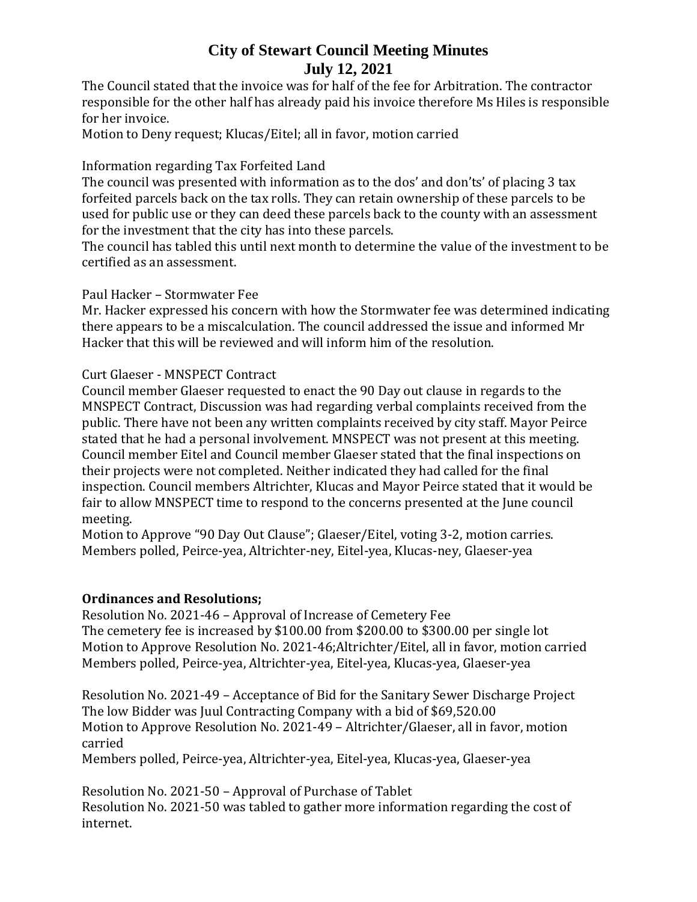The Council stated that the invoice was for half of the fee for Arbitration. The contractor responsible for the other half has already paid his invoice therefore Ms Hiles is responsible for her invoice.
Motion to Deny request; Klucas/Eitel; all in favor, motion carried

Information regarding Tax Forfeited Land
The council was presented with information as to the dos' and don'ts' of placing 3 tax forfeited parcels back on the tax rolls. They can retain ownership of these parcels to be used for public use or they can deed these parcels back to the county with an assessment for the investment that the city has into these parcels.
The council has tabled this until next month to determine the value of the investment to be certified as an assessment.

Paul Hacker – Stormwater Fee
Mr. Hacker expressed his concern with how the Stormwater fee was determined indicating there appears to be a miscalculation. The council addressed the issue and informed Mr Hacker that this will be reviewed and will inform him of the resolution.

Curt Glaeser - MNSPECT Contract
Council member Glaeser requested to enact the 90 Day out clause in regards to the MNSPECT Contract, Discussion was had regarding verbal complaints received from the public. There have not been any written complaints received by city staff. Mayor Peirce stated that he had a personal involvement. MNSPECT was not present at this meeting. Council member Eitel and Council member Glaeser stated that the final inspections on their projects were not completed. Neither indicated they had called for the final inspection. Council members Altrichter, Klucas and Mayor Peirce stated that it would be fair to allow MNSPECT time to respond to the concerns presented at the June council meeting.
Motion to Approve "90 Day Out Clause"; Glaeser/Eitel, voting 3-2, motion carries.
Members polled, Peirce-yea, Altrichter-ney, Eitel-yea, Klucas-ney, Glaeser-yea

**Ordinances and Resolutions;**
Resolution No. 2021-46 – Approval of Increase of Cemetery Fee
The cemetery fee is increased by $100.00 from $200.00 to $300.00 per single lot
Motion to Approve Resolution No. 2021-46;Altrichter/Eitel, all in favor, motion carried
Members polled, Peirce-yea, Altrichter-yea, Eitel-yea, Klucas-yea, Glaeser-yea

Resolution No. 2021-49 – Acceptance of Bid for the Sanitary Sewer Discharge Project
The low Bidder was Juul Contracting Company with a bid of $69,520.00
Motion to Approve Resolution No. 2021-49 – Altrichter/Glaeser, all in favor, motion carried
Members polled, Peirce-yea, Altrichter-yea, Eitel-yea, Klucas-yea, Glaeser-yea

Resolution No. 2021-50 – Approval of Purchase of Tablet
Resolution No. 2021-50 was tabled to gather more information regarding the cost of internet.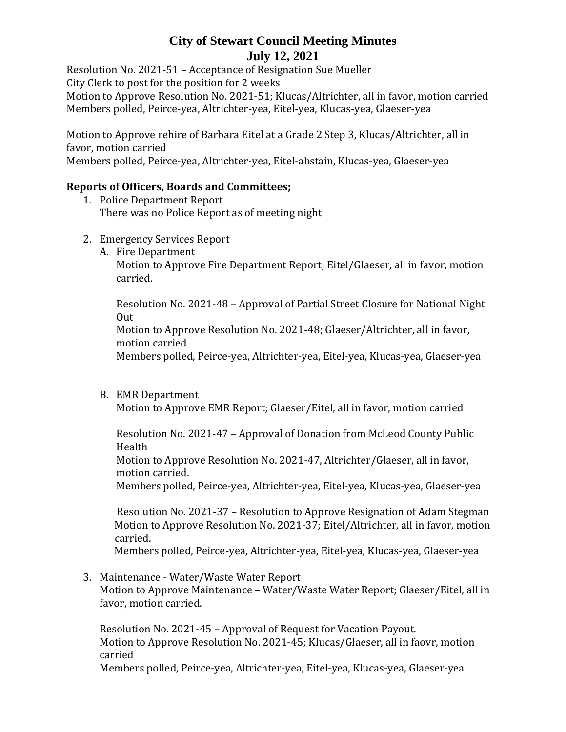# City of Stewart Council Meeting Minutes
## July 12, 2021

Resolution No. 2021-51 – Acceptance of Resignation Sue Mueller
City Clerk to post for the position for 2 weeks
Motion to Approve Resolution No. 2021-51; Klucas/Altrichter, all in favor, motion carried
Members polled, Peirce-yea, Altrichter-yea, Eitel-yea, Klucas-yea, Glaeser-yea

Motion to Approve rehire of Barbara Eitel at a Grade 2 Step 3, Klucas/Altrichter, all in favor, motion carried
Members polled, Peirce-yea, Altrichter-yea, Eitel-abstain, Klucas-yea, Glaeser-yea

**Reports of Officers, Boards and Committees;**

1. Police Department Report
   There was no Police Report as of meeting night

2. Emergency Services Report
   A. Fire Department
      Motion to Approve Fire Department Report; Eitel/Glaeser, all in favor, motion carried.

      Resolution No. 2021-48 – Approval of Partial Street Closure for National Night Out
      Motion to Approve Resolution No. 2021-48; Glaeser/Altrichter, all in favor, motion carried
      Members polled, Peirce-yea, Altrichter-yea, Eitel-yea, Klucas-yea, Glaeser-yea

   B. EMR Department
      Motion to Approve EMR Report; Glaeser/Eitel, all in favor, motion carried

      Resolution No. 2021-47 – Approval of Donation from McLeod County Public Health
      Motion to Approve Resolution No. 2021-47, Altrichter/Glaeser, all in favor, motion carried.
      Members polled, Peirce-yea, Altrichter-yea, Eitel-yea, Klucas-yea, Glaeser-yea

      Resolution No. 2021-37 – Resolution to Approve Resignation of Adam Stegman
      Motion to Approve Resolution No. 2021-37; Eitel/Altrichter, all in favor, motion carried.
      Members polled, Peirce-yea, Altrichter-yea, Eitel-yea, Klucas-yea, Glaeser-yea

3. Maintenance - Water/Waste Water Report
   Motion to Approve Maintenance – Water/Waste Water Report; Glaeser/Eitel, all in favor, motion carried.

   Resolution No. 2021-45 – Approval of Request for Vacation Payout.
   Motion to Approve Resolution No. 2021-45; Klucas/Glaeser, all in faovr, motion carried
   Members polled, Peirce-yea, Altrichter-yea, Eitel-yea, Klucas-yea, Glaeser-yea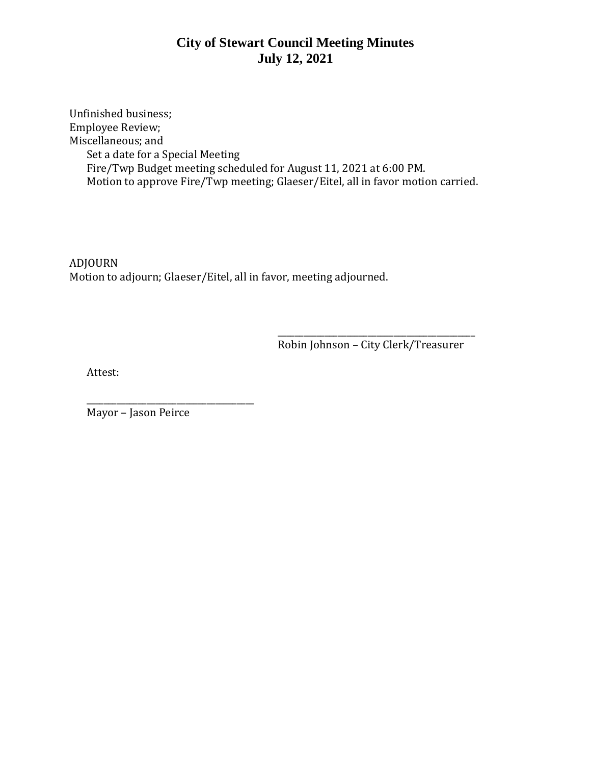# City of Stewart Council Meeting Minutes
# July 12, 2021

Unfinished business;
Employee Review;
Miscellaneous; and
  Set a date for a Special Meeting
  Fire/Twp Budget meeting scheduled for August 11, 2021 at 6:00 PM.
  Motion to approve Fire/Twp meeting; Glaeser/Eitel, all in favor motion carried.

ADJOURN
Motion to adjourn; Glaeser/Eitel, all in favor, meeting adjourned.

\_\_\_\_\_\_\_\_\_\_\_\_\_\_\_\_\_\_\_\_\_\_\_\_\_\_\_\_\_\_\_\_\_\_\_\_\_\_\_\_
Robin Johnson – City Clerk/Treasurer

Attest:

\_\_\_\_\_\_\_\_\_\_\_\_\_\_\_\_\_\_\_\_\_\_\_\_\_\_\_\_\_\_\_\_\_\_\_\_
Mayor – Jason Peirce